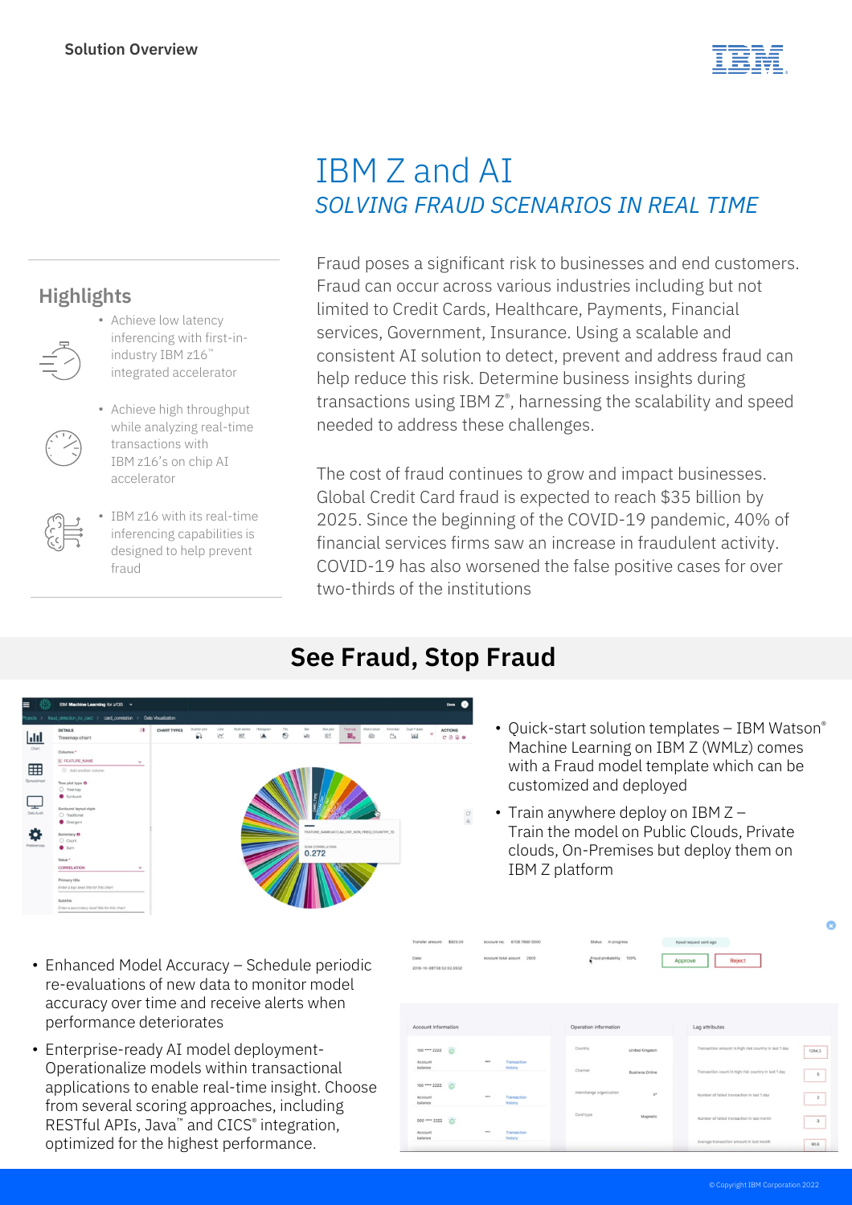Solution Overview

# IBM Z and AI

## *SOLVING FRAUD SCENARIOS IN REAL TIME*

### Highlights

- Achieve low latency inferencing with first-in-industry IBM z16™ integrated accelerator
- Achieve high throughput while analyzing real-time transactions with IBM z16's on chip AI accelerator
- IBM z16 with its real-time inferencing capabilities is designed to help prevent fraud

Fraud poses a significant risk to businesses and end customers. Fraud can occur across various industries including but not limited to Credit Cards, Healthcare, Payments, Financial services, Government, Insurance. Using a scalable and consistent AI solution to detect, prevent and address fraud can help reduce this risk. Determine business insights during transactions using IBM Z®, harnessing the scalability and speed needed to address these challenges.

The cost of fraud continues to grow and impact businesses. Global Credit Card fraud is expected to reach $35 billion by 2025. Since the beginning of the COVID-19 pandemic, 40% of financial services firms saw an increase in fraudulent activity. COVID-19 has also worsened the false positive cases for over two-thirds of the institutions

## See Fraud, Stop Fraud

- Quick-start solution templates – IBM Watson® Machine Learning on IBM Z (WMLz) comes with a Fraud model template which can be customized and deployed
- Train anywhere deploy on IBM Z – Train the model on Public Clouds, Private clouds, On-Premises but deploy them on IBM Z platform

- Enhanced Model Accuracy – Schedule periodic re-evaluations of new data to monitor model accuracy over time and receive alerts when performance deteriorates
- Enterprise-ready AI model deployment- Operationalize models within transactional applications to enable real-time insight. Choose from several scoring approaches, including RESTful APIs, Java™ and CICS® integration, optimized for the highest performance.

© Copyright IBM Corporation 2022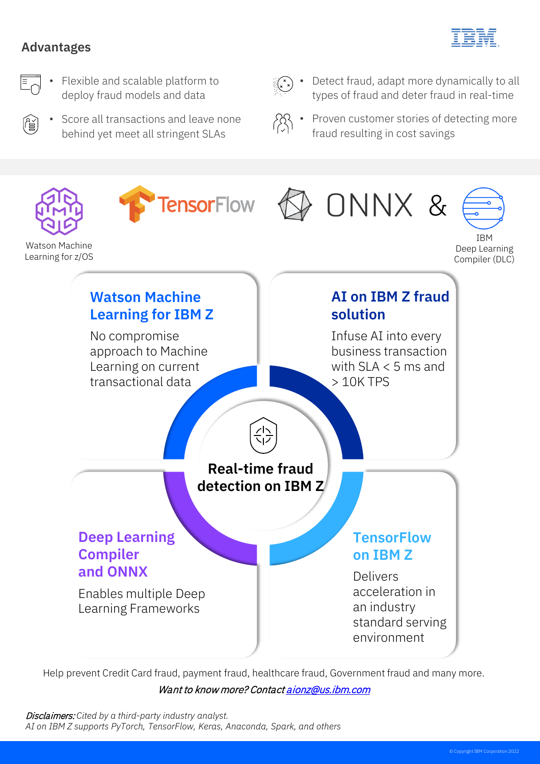## Advantages

- Flexible and scalable platform to deploy fraud models and data
- Score all transactions and leave none behind yet meet all stringent SLAs
- Detect fraud, adapt more dynamically to all types of fraud and deter fraud in real-time
- Proven customer stories of detecting more fraud resulting in cost savings

Watson Machine Learning for z/OS

TensorFlow

ONNX &

IBM Deep Learning Compiler (DLC)

### Watson Machine Learning for IBM Z

No compromise approach to Machine Learning on current transactional data

### AI on IBM Z fraud solution

Infuse AI into every business transaction with SLA < 5 ms and > 10K TPS

**Real-time fraud detection on IBM Z**

### Deep Learning Compiler and ONNX

Enables multiple Deep Learning Frameworks

### TensorFlow on IBM Z

Delivers acceleration in an industry standard serving environment

Help prevent Credit Card fraud, payment fraud, healthcare fraud, Government fraud and many more.

*Want to know more? Contact aionz@us.ibm.com*

*Disclaimers: Cited by a third-party industry analyst.*
*AI on IBM Z supports PyTorch, TensorFlow, Keras, Anaconda, Spark, and others*

© Copyright IBM Corporation 2022